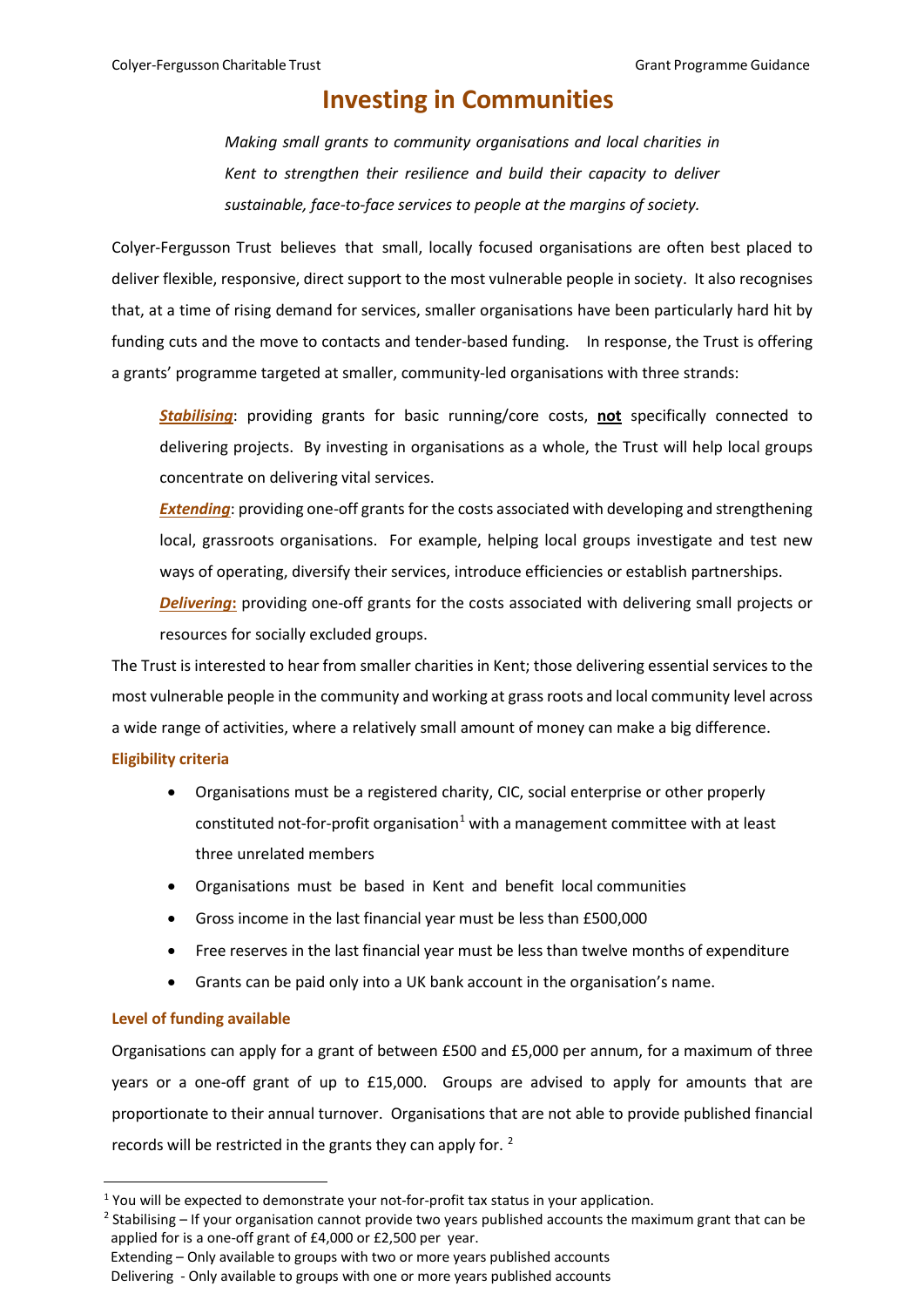# Investing in Communities

*Making small grants to community organisations and local charities in Kent to strengthen their resilience and build their capacity to deliver sustainable, face-to-face services to people at the margins of society.*

Colyer-Fergusson Trust believes that small, locally focused organisations are often best placed to deliver flexible, responsive, direct support to the most vulnerable people in society. It also recognises that, at a time of rising demand for services, smaller organisations have been particularly hard hit by funding cuts and the move to contacts and tender-based funding. In response, the Trust is offering a grants' programme targeted at smaller, community-led organisations with three strands:

***Stabilising***: providing grants for basic running/core costs, **not** specifically connected to delivering projects. By investing in organisations as a whole, the Trust will help local groups concentrate on delivering vital services.

***Extending***: providing one-off grants for the costs associated with developing and strengthening local, grassroots organisations. For example, helping local groups investigate and test new ways of operating, diversify their services, introduce efficiencies or establish partnerships.

***Delivering*****:** providing one-off grants for the costs associated with delivering small projects or resources for socially excluded groups.

The Trust is interested to hear from smaller charities in Kent; those delivering essential services to the most vulnerable people in the community and working at grass roots and local community level across a wide range of activities, where a relatively small amount of money can make a big difference.

### Eligibility criteria

- Organisations must be a registered charity, CIC, social enterprise or other properly constituted not-for-profit organisation[1] with a management committee with at least three unrelated members
- Organisations must be based in Kent and benefit local communities
- Gross income in the last financial year must be less than £500,000
- Free reserves in the last financial year must be less than twelve months of expenditure
- Grants can be paid only into a UK bank account in the organisation's name.

### Level of funding available

Organisations can apply for a grant of between £500 and £5,000 per annum, for a maximum of three years or a one-off grant of up to £15,000. Groups are advised to apply for amounts that are proportionate to their annual turnover. Organisations that are not able to provide published financial records will be restricted in the grants they can apply for. [2]

---

[1] You will be expected to demonstrate your not-for-profit tax status in your application.

[2] Stabilising – If your organisation cannot provide two years published accounts the maximum grant that can be applied for is a one-off grant of £4,000 or £2,500 per year.
Extending – Only available to groups with two or more years published accounts
Delivering - Only available to groups with one or more years published accounts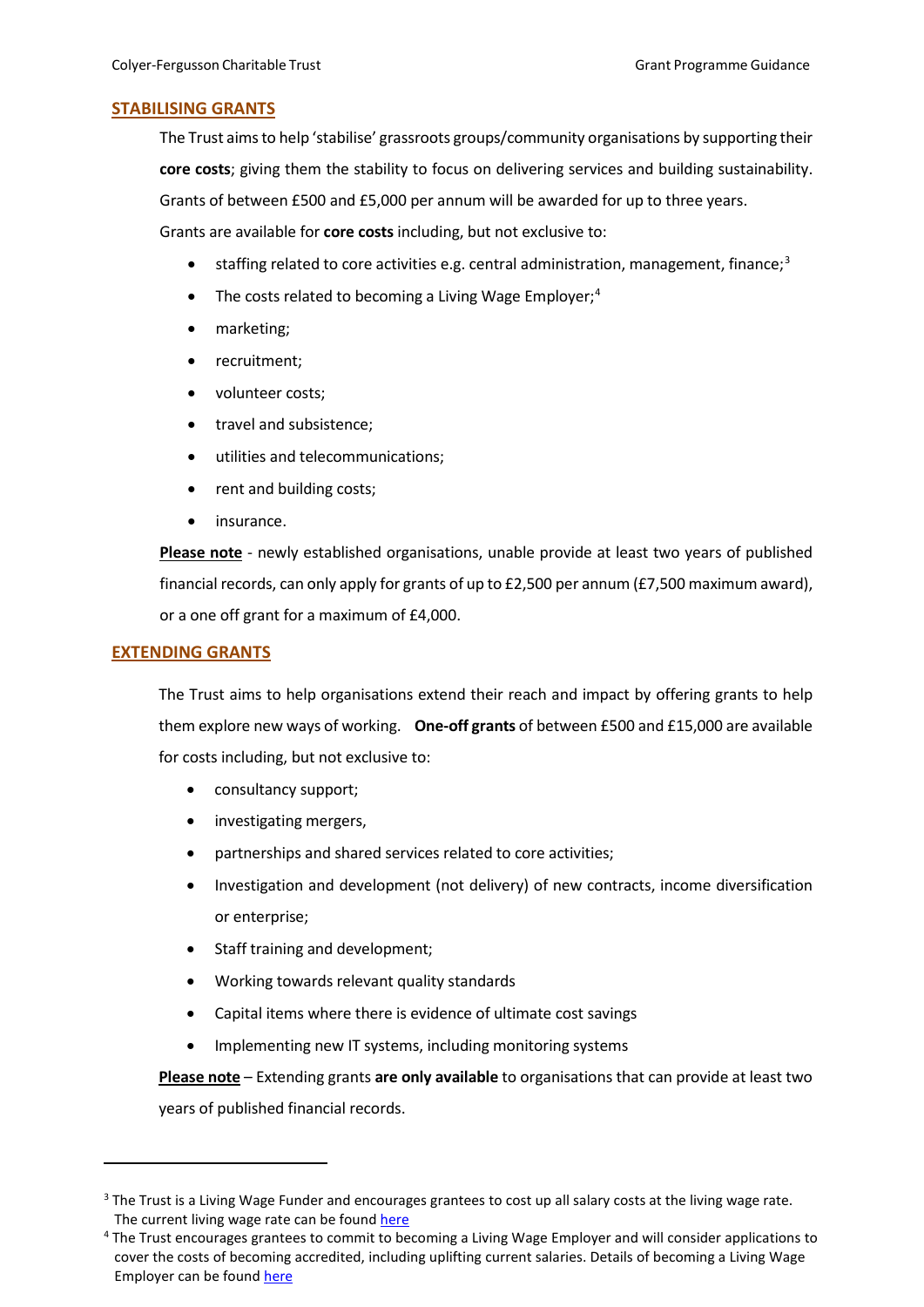## STABILISING GRANTS

The Trust aims to help 'stabilise' grassroots groups/community organisations by supporting their **core costs**; giving them the stability to focus on delivering services and building sustainability. Grants of between £500 and £5,000 per annum will be awarded for up to three years.

Grants are available for **core costs** including, but not exclusive to:

- staffing related to core activities e.g. central administration, management, finance;[3]
- The costs related to becoming a Living Wage Employer;[4]
- marketing;
- recruitment;
- volunteer costs;
- travel and subsistence;
- utilities and telecommunications;
- rent and building costs;
- insurance.

**Please note** - newly established organisations, unable provide at least two years of published financial records, can only apply for grants of up to £2,500 per annum (£7,500 maximum award), or a one off grant for a maximum of £4,000.

## EXTENDING GRANTS

The Trust aims to help organisations extend their reach and impact by offering grants to help them explore new ways of working. **One-off grants** of between £500 and £15,000 are available for costs including, but not exclusive to:

- consultancy support;
- investigating mergers,
- partnerships and shared services related to core activities;
- Investigation and development (not delivery) of new contracts, income diversification or enterprise;
- Staff training and development;
- Working towards relevant quality standards
- Capital items where there is evidence of ultimate cost savings
- Implementing new IT systems, including monitoring systems

**Please note** – Extending grants **are only available** to organisations that can provide at least two years of published financial records.

---

[3] The Trust is a Living Wage Funder and encourages grantees to cost up all salary costs at the living wage rate. The current living wage rate can be found here

[4] The Trust encourages grantees to commit to becoming a Living Wage Employer and will consider applications to cover the costs of becoming accredited, including uplifting current salaries. Details of becoming a Living Wage Employer can be found here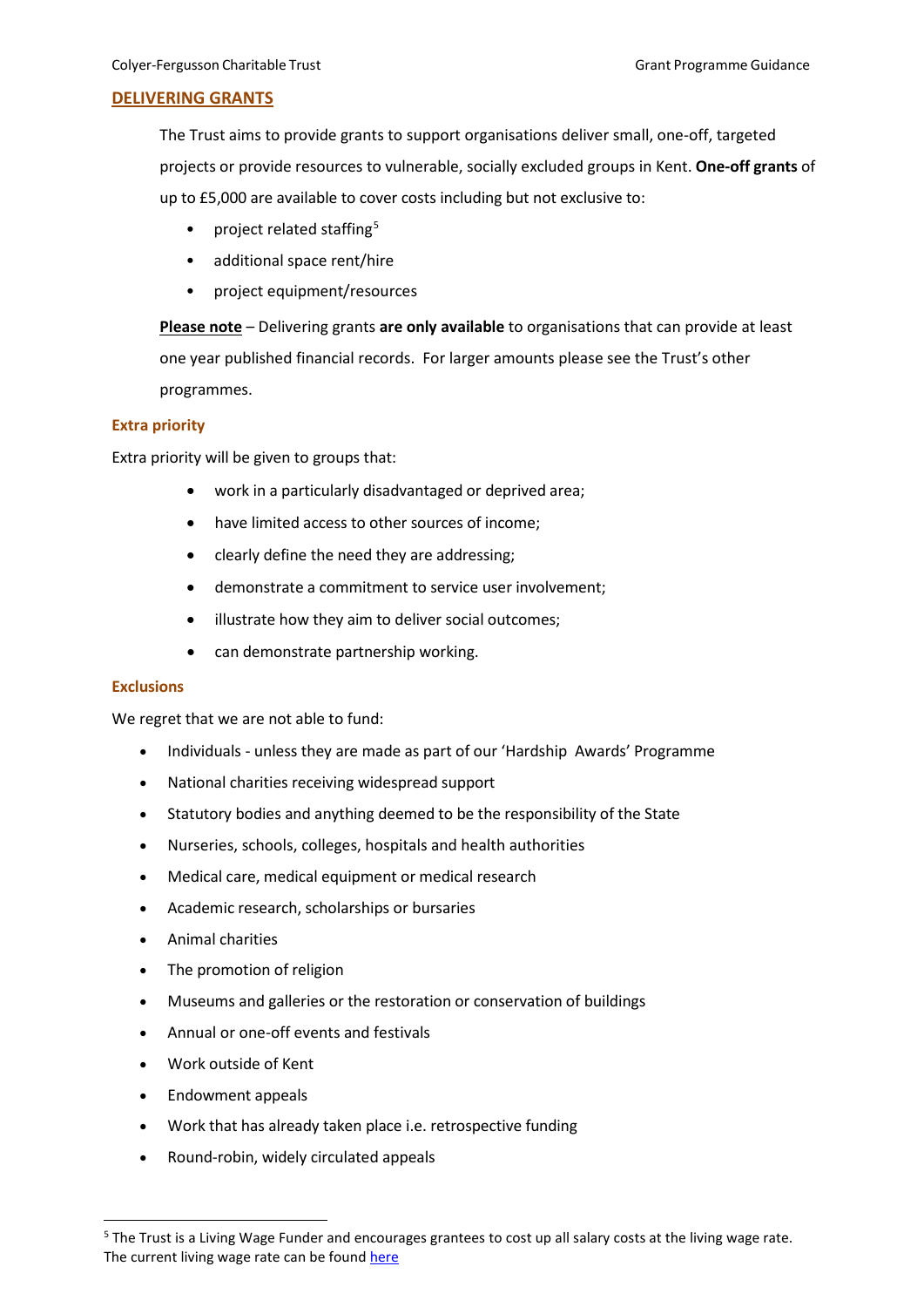## DELIVERING GRANTS

The Trust aims to provide grants to support organisations deliver small, one-off, targeted projects or provide resources to vulnerable, socially excluded groups in Kent. **One-off grants** of up to £5,000 are available to cover costs including but not exclusive to:

- project related staffing[5]
- additional space rent/hire
- project equipment/resources

**Please note** – Delivering grants **are only available** to organisations that can provide at least one year published financial records. For larger amounts please see the Trust's other programmes.

### Extra priority

Extra priority will be given to groups that:

- work in a particularly disadvantaged or deprived area;
- have limited access to other sources of income;
- clearly define the need they are addressing;
- demonstrate a commitment to service user involvement;
- illustrate how they aim to deliver social outcomes;
- can demonstrate partnership working.

### Exclusions

We regret that we are not able to fund:

- Individuals - unless they are made as part of our 'Hardship Awards' Programme
- National charities receiving widespread support
- Statutory bodies and anything deemed to be the responsibility of the State
- Nurseries, schools, colleges, hospitals and health authorities
- Medical care, medical equipment or medical research
- Academic research, scholarships or bursaries
- Animal charities
- The promotion of religion
- Museums and galleries or the restoration or conservation of buildings
- Annual or one-off events and festivals
- Work outside of Kent
- Endowment appeals
- Work that has already taken place i.e. retrospective funding
- Round-robin, widely circulated appeals

---

[5] The Trust is a Living Wage Funder and encourages grantees to cost up all salary costs at the living wage rate. The current living wage rate can be found here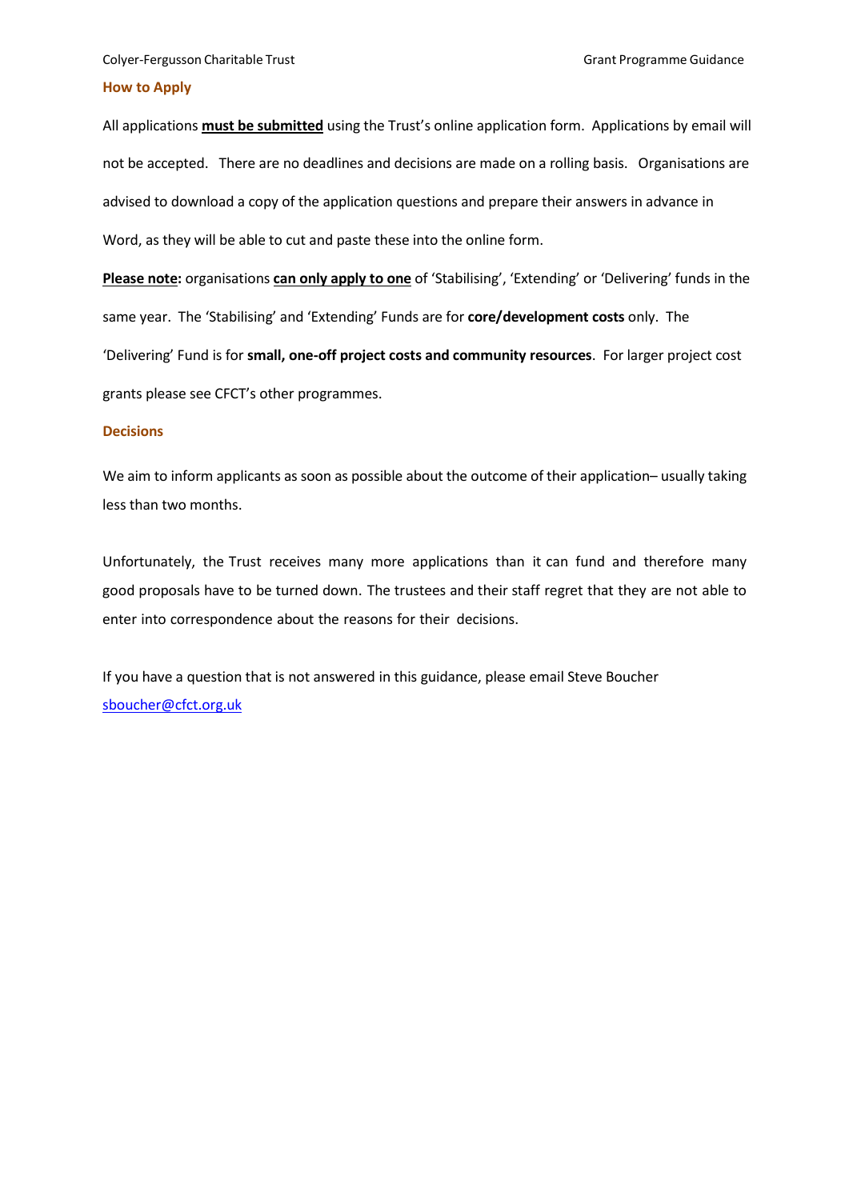## How to Apply

All applications **must be submitted** using the Trust's online application form. Applications by email will not be accepted. There are no deadlines and decisions are made on a rolling basis. Organisations are advised to download a copy of the application questions and prepare their answers in advance in Word, as they will be able to cut and paste these into the online form.

**Please note:** organisations **can only apply to one** of 'Stabilising', 'Extending' or 'Delivering' funds in the same year. The 'Stabilising' and 'Extending' Funds are for **core/development costs** only. The 'Delivering' Fund is for **small, one-off project costs and community resources**. For larger project cost grants please see CFCT's other programmes.

## Decisions

We aim to inform applicants as soon as possible about the outcome of their application– usually taking less than two months.

Unfortunately, the Trust receives many more applications than it can fund and therefore many good proposals have to be turned down. The trustees and their staff regret that they are not able to enter into correspondence about the reasons for their decisions.

If you have a question that is not answered in this guidance, please email Steve Boucher sboucher@cfct.org.uk